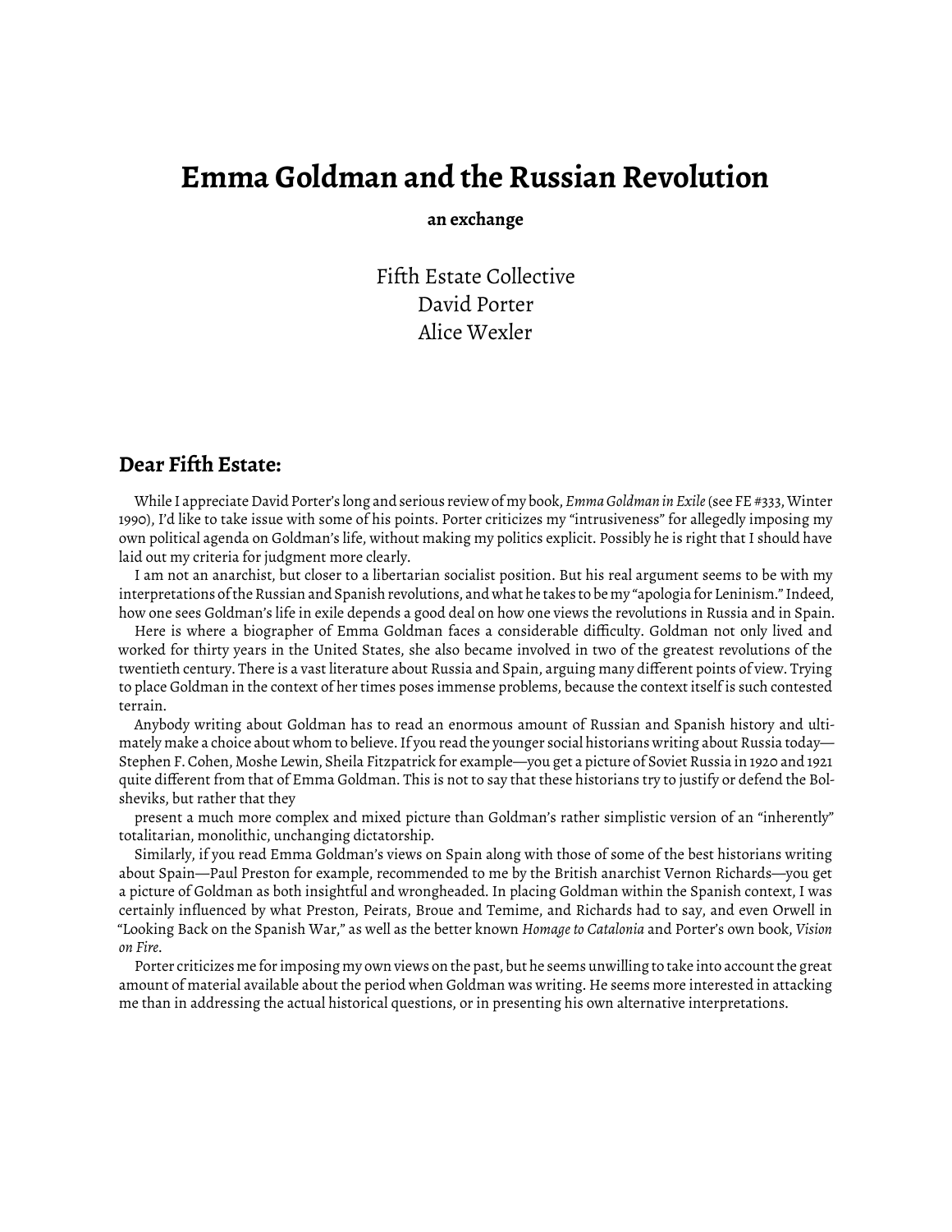# Emma Goldman and the Russian Revolution

**an exchange**

Fifth Estate Collective
David Porter
Alice Wexler

## Dear Fifth Estate:

While I appreciate David Porter's long and serious review of my book, *Emma Goldman in Exile* (see FE #333, Winter 1990), I'd like to take issue with some of his points. Porter criticizes my "intrusiveness" for allegedly imposing my own political agenda on Goldman's life, without making my politics explicit. Possibly he is right that I should have laid out my criteria for judgment more clearly.

I am not an anarchist, but closer to a libertarian socialist position. But his real argument seems to be with my interpretations of the Russian and Spanish revolutions, and what he takes to be my "apologia for Leninism." Indeed, how one sees Goldman's life in exile depends a good deal on how one views the revolutions in Russia and in Spain.

Here is where a biographer of Emma Goldman faces a considerable difficulty. Goldman not only lived and worked for thirty years in the United States, she also became involved in two of the greatest revolutions of the twentieth century. There is a vast literature about Russia and Spain, arguing many different points of view. Trying to place Goldman in the context of her times poses immense problems, because the context itself is such contested terrain.

Anybody writing about Goldman has to read an enormous amount of Russian and Spanish history and ultimately make a choice about whom to believe. If you read the younger social historians writing about Russia today—Stephen F. Cohen, Moshe Lewin, Sheila Fitzpatrick for example—you get a picture of Soviet Russia in 1920 and 1921 quite different from that of Emma Goldman. This is not to say that these historians try to justify or defend the Bolsheviks, but rather that they present a much more complex and mixed picture than Goldman's rather simplistic version of an "inherently" totalitarian, monolithic, unchanging dictatorship.

Similarly, if you read Emma Goldman's views on Spain along with those of some of the best historians writing about Spain—Paul Preston for example, recommended to me by the British anarchist Vernon Richards—you get a picture of Goldman as both insightful and wrongheaded. In placing Goldman within the Spanish context, I was certainly influenced by what Preston, Peirats, Broue and Temime, and Richards had to say, and even Orwell in "Looking Back on the Spanish War," as well as the better known *Homage to Catalonia* and Porter's own book, *Vision on Fire*.

Porter criticizes me for imposing my own views on the past, but he seems unwilling to take into account the great amount of material available about the period when Goldman was writing. He seems more interested in attacking me than in addressing the actual historical questions, or in presenting his own alternative interpretations.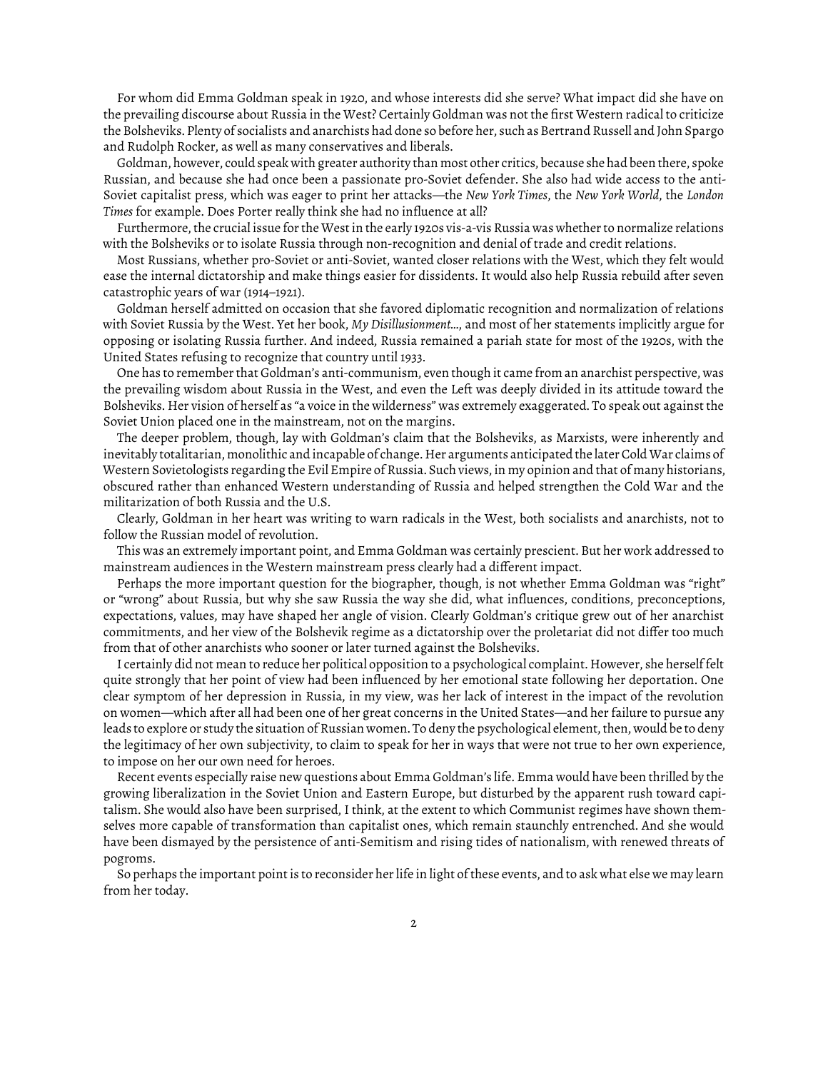For whom did Emma Goldman speak in 1920, and whose interests did she serve? What impact did she have on the prevailing discourse about Russia in the West? Certainly Goldman was not the first Western radical to criticize the Bolsheviks. Plenty of socialists and anarchists had done so before her, such as Bertrand Russell and John Spargo and Rudolph Rocker, as well as many conservatives and liberals.

Goldman, however, could speak with greater authority than most other critics, because she had been there, spoke Russian, and because she had once been a passionate pro-Soviet defender. She also had wide access to the anti-Soviet capitalist press, which was eager to print her attacks—the *New York Times*, the *New York World*, the *London Times* for example. Does Porter really think she had no influence at all?

Furthermore, the crucial issue for the West in the early 1920s vis-a-vis Russia was whether to normalize relations with the Bolsheviks or to isolate Russia through non-recognition and denial of trade and credit relations.

Most Russians, whether pro-Soviet or anti-Soviet, wanted closer relations with the West, which they felt would ease the internal dictatorship and make things easier for dissidents. It would also help Russia rebuild after seven catastrophic years of war (1914–1921).

Goldman herself admitted on occasion that she favored diplomatic recognition and normalization of relations with Soviet Russia by the West. Yet her book, *My Disillusionment...*, and most of her statements implicitly argue for opposing or isolating Russia further. And indeed, Russia remained a pariah state for most of the 1920s, with the United States refusing to recognize that country until 1933.

One has to remember that Goldman's anti-communism, even though it came from an anarchist perspective, was the prevailing wisdom about Russia in the West, and even the Left was deeply divided in its attitude toward the Bolsheviks. Her vision of herself as "a voice in the wilderness" was extremely exaggerated. To speak out against the Soviet Union placed one in the mainstream, not on the margins.

The deeper problem, though, lay with Goldman's claim that the Bolsheviks, as Marxists, were inherently and inevitably totalitarian, monolithic and incapable of change. Her arguments anticipated the later Cold War claims of Western Sovietologists regarding the Evil Empire of Russia. Such views, in my opinion and that of many historians, obscured rather than enhanced Western understanding of Russia and helped strengthen the Cold War and the militarization of both Russia and the U.S.

Clearly, Goldman in her heart was writing to warn radicals in the West, both socialists and anarchists, not to follow the Russian model of revolution.

This was an extremely important point, and Emma Goldman was certainly prescient. But her work addressed to mainstream audiences in the Western mainstream press clearly had a different impact.

Perhaps the more important question for the biographer, though, is not whether Emma Goldman was "right" or "wrong" about Russia, but why she saw Russia the way she did, what influences, conditions, preconceptions, expectations, values, may have shaped her angle of vision. Clearly Goldman's critique grew out of her anarchist commitments, and her view of the Bolshevik regime as a dictatorship over the proletariat did not differ too much from that of other anarchists who sooner or later turned against the Bolsheviks.

I certainly did not mean to reduce her political opposition to a psychological complaint. However, she herself felt quite strongly that her point of view had been influenced by her emotional state following her deportation. One clear symptom of her depression in Russia, in my view, was her lack of interest in the impact of the revolution on women—which after all had been one of her great concerns in the United States—and her failure to pursue any leads to explore or study the situation of Russian women. To deny the psychological element, then, would be to deny the legitimacy of her own subjectivity, to claim to speak for her in ways that were not true to her own experience, to impose on her our own need for heroes.

Recent events especially raise new questions about Emma Goldman's life. Emma would have been thrilled by the growing liberalization in the Soviet Union and Eastern Europe, but disturbed by the apparent rush toward capitalism. She would also have been surprised, I think, at the extent to which Communist regimes have shown themselves more capable of transformation than capitalist ones, which remain staunchly entrenched. And she would have been dismayed by the persistence of anti-Semitism and rising tides of nationalism, with renewed threats of pogroms.

So perhaps the important point is to reconsider her life in light of these events, and to ask what else we may learn from her today.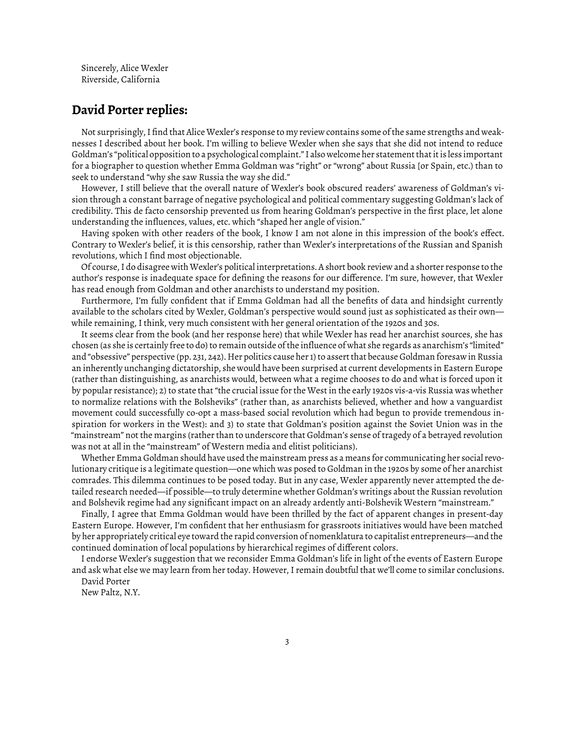Sincerely, Alice Wexler
Riverside, California

## David Porter replies:

Not surprisingly, I find that Alice Wexler's response to my review contains some of the same strengths and weaknesses I described about her book. I'm willing to believe Wexler when she says that she did not intend to reduce Goldman's "political opposition to a psychological complaint." I also welcome her statement that it is less important for a biographer to question whether Emma Goldman was "right" or "wrong" about Russia [or Spain, etc.) than to seek to understand "why she saw Russia the way she did."

However, I still believe that the overall nature of Wexler's book obscured readers' awareness of Goldman's vision through a constant barrage of negative psychological and political commentary suggesting Goldman's lack of credibility. This de facto censorship prevented us from hearing Goldman's perspective in the first place, let alone understanding the influences, values, etc. which "shaped her angle of vision."

Having spoken with other readers of the book, I know I am not alone in this impression of the book's effect. Contrary to Wexler's belief, it is this censorship, rather than Wexler's interpretations of the Russian and Spanish revolutions, which I find most objectionable.

Of course, I do disagree with Wexler's political interpretations. A short book review and a shorter response to the author's response is inadequate space for defining the reasons for our difference. I'm sure, however, that Wexler has read enough from Goldman and other anarchists to understand my position.

Furthermore, I'm fully confident that if Emma Goldman had all the benefits of data and hindsight currently available to the scholars cited by Wexler, Goldman's perspective would sound just as sophisticated as their own—while remaining, I think, very much consistent with her general orientation of the 1920s and 30s.

It seems clear from the book (and her response here) that while Wexler has read her anarchist sources, she has chosen (as she is certainly free to do) to remain outside of the influence of what she regards as anarchism's "limited" and "obsessive" perspective (pp. 231, 242). Her politics cause her 1) to assert that because Goldman foresaw in Russia an inherently unchanging dictatorship, she would have been surprised at current developments in Eastern Europe (rather than distinguishing, as anarchists would, between what a regime chooses to do and what is forced upon it by popular resistance); 2) to state that "the crucial issue for the West in the early 1920s vis-a-vis Russia was whether to normalize relations with the Bolsheviks" (rather than, as anarchists believed, whether and how a vanguardist movement could successfully co-opt a mass-based social revolution which had begun to provide tremendous inspiration for workers in the West): and 3) to state that Goldman's position against the Soviet Union was in the "mainstream" not the margins (rather than to underscore that Goldman's sense of tragedy of a betrayed revolution was not at all in the "mainstream" of Western media and elitist politicians).

Whether Emma Goldman should have used the mainstream press as a means for communicating her social revolutionary critique is a legitimate question—one which was posed to Goldman in the 1920s by some of her anarchist comrades. This dilemma continues to be posed today. But in any case, Wexler apparently never attempted the detailed research needed—if possible—to truly determine whether Goldman's writings about the Russian revolution and Bolshevik regime had any significant impact on an already ardently anti-Bolshevik Western "mainstream."

Finally, I agree that Emma Goldman would have been thrilled by the fact of apparent changes in present-day Eastern Europe. However, I'm confident that her enthusiasm for grassroots initiatives would have been matched by her appropriately critical eye toward the rapid conversion of nomenklatura to capitalist entrepreneurs—and the continued domination of local populations by hierarchical regimes of different colors.

I endorse Wexler's suggestion that we reconsider Emma Goldman's life in light of the events of Eastern Europe and ask what else we may learn from her today. However, I remain doubtful that we'll come to similar conclusions.

David Porter
New Paltz, N.Y.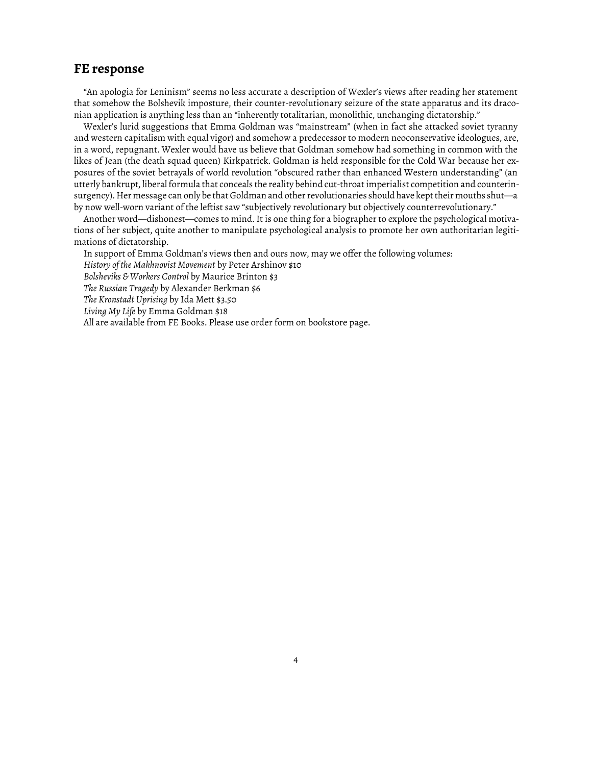## FE response

"An apologia for Leninism" seems no less accurate a description of Wexler's views after reading her statement that somehow the Bolshevik imposture, their counter-revolutionary seizure of the state apparatus and its draconian application is anything less than an "inherently totalitarian, monolithic, unchanging dictatorship."

Wexler's lurid suggestions that Emma Goldman was "mainstream" (when in fact she attacked soviet tyranny and western capitalism with equal vigor) and somehow a predecessor to modern neoconservative ideologues, are, in a word, repugnant. Wexler would have us believe that Goldman somehow had something in common with the likes of Jean (the death squad queen) Kirkpatrick. Goldman is held responsible for the Cold War because her exposures of the soviet betrayals of world revolution "obscured rather than enhanced Western understanding" (an utterly bankrupt, liberal formula that conceals the reality behind cut-throat imperialist competition and counterinsurgency). Her message can only be that Goldman and other revolutionaries should have kept their mouths shut—a by now well-worn variant of the leftist saw "subjectively revolutionary but objectively counterrevolutionary."

Another word—dishonest—comes to mind. It is one thing for a biographer to explore the psychological motivations of her subject, quite another to manipulate psychological analysis to promote her own authoritarian legitimations of dictatorship.

In support of Emma Goldman's views then and ours now, may we offer the following volumes:

*History of the Makhnovist Movement* by Peter Arshinov $10

*Bolsheviks & Workers Control* by Maurice Brinton $3

*The Russian Tragedy* by Alexander Berkman $6

*The Kronstadt Uprising* by Ida Mett $3.50

*Living My Life* by Emma Goldman $18

All are available from FE Books. Please use order form on bookstore page.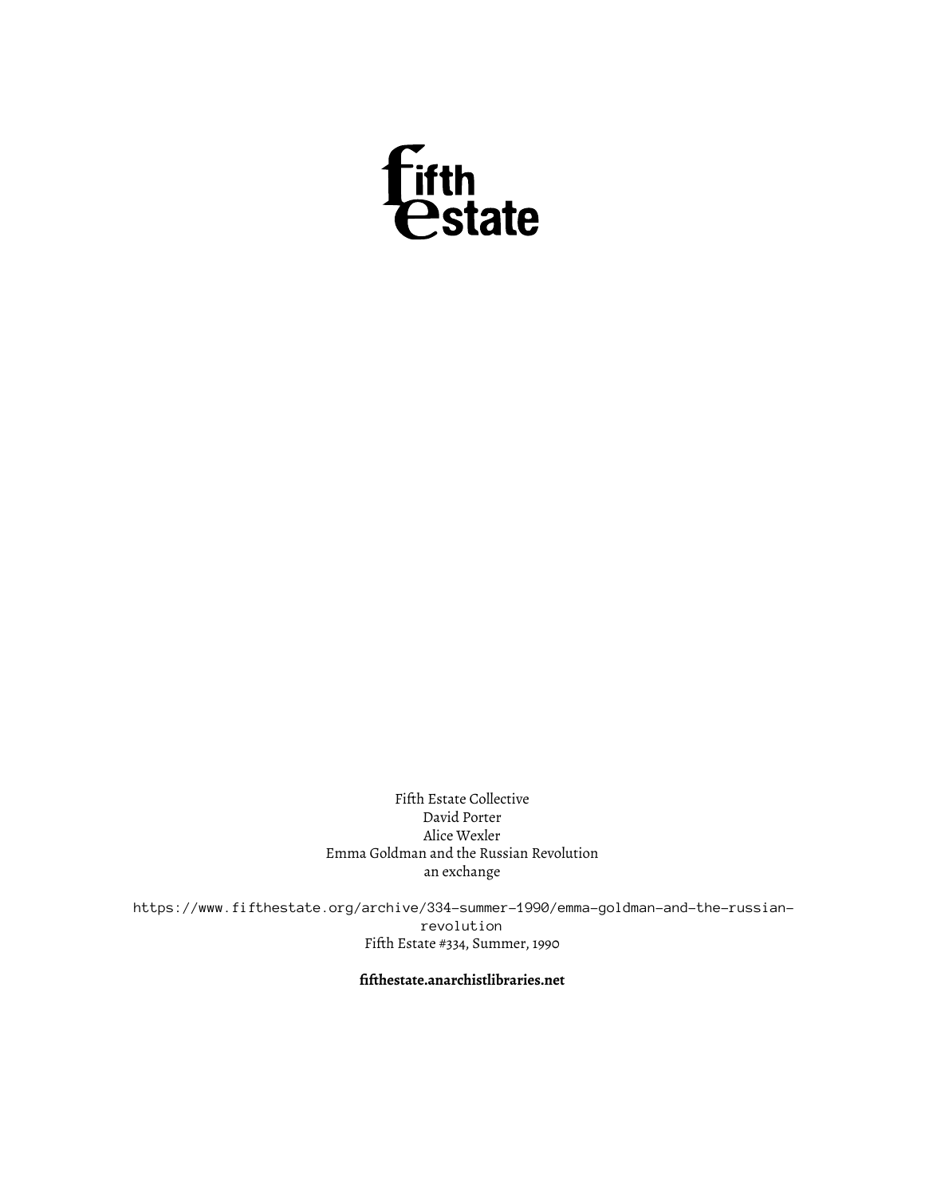fifth estate

Fifth Estate Collective
David Porter
Alice Wexler
Emma Goldman and the Russian Revolution
an exchange

https://www.fifthestate.org/archive/334-summer-1990/emma-goldman-and-the-russian-revolution
Fifth Estate #334, Summer, 1990

**fifthestate.anarchistlibraries.net**